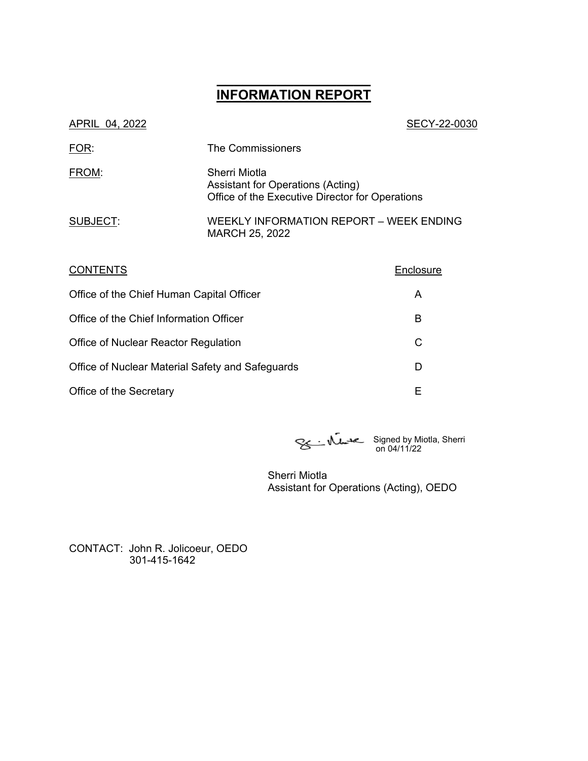# INFORMATION REPORT

APRIL 04, 2022 SECY-22-0030

FOR: The Commissioners

FROM: Sherri Miotla
Assistant for Operations (Acting)
Office of the Executive Director for Operations

SUBJECT: WEEKLY INFORMATION REPORT – WEEK ENDING MARCH 25, 2022

| CONTENTS | Enclosure |
|---|---|
| Office of the Chief Human Capital Officer | A |
| Office of the Chief Information Officer | B |
| Office of Nuclear Reactor Regulation | C |
| Office of Nuclear Material Safety and Safeguards | D |
| Office of the Secretary | E |

Signed by Miotla, Sherri on 04/11/22

Sherri Miotla
Assistant for Operations (Acting), OEDO

CONTACT: John R. Jolicoeur, OEDO
301-415-1642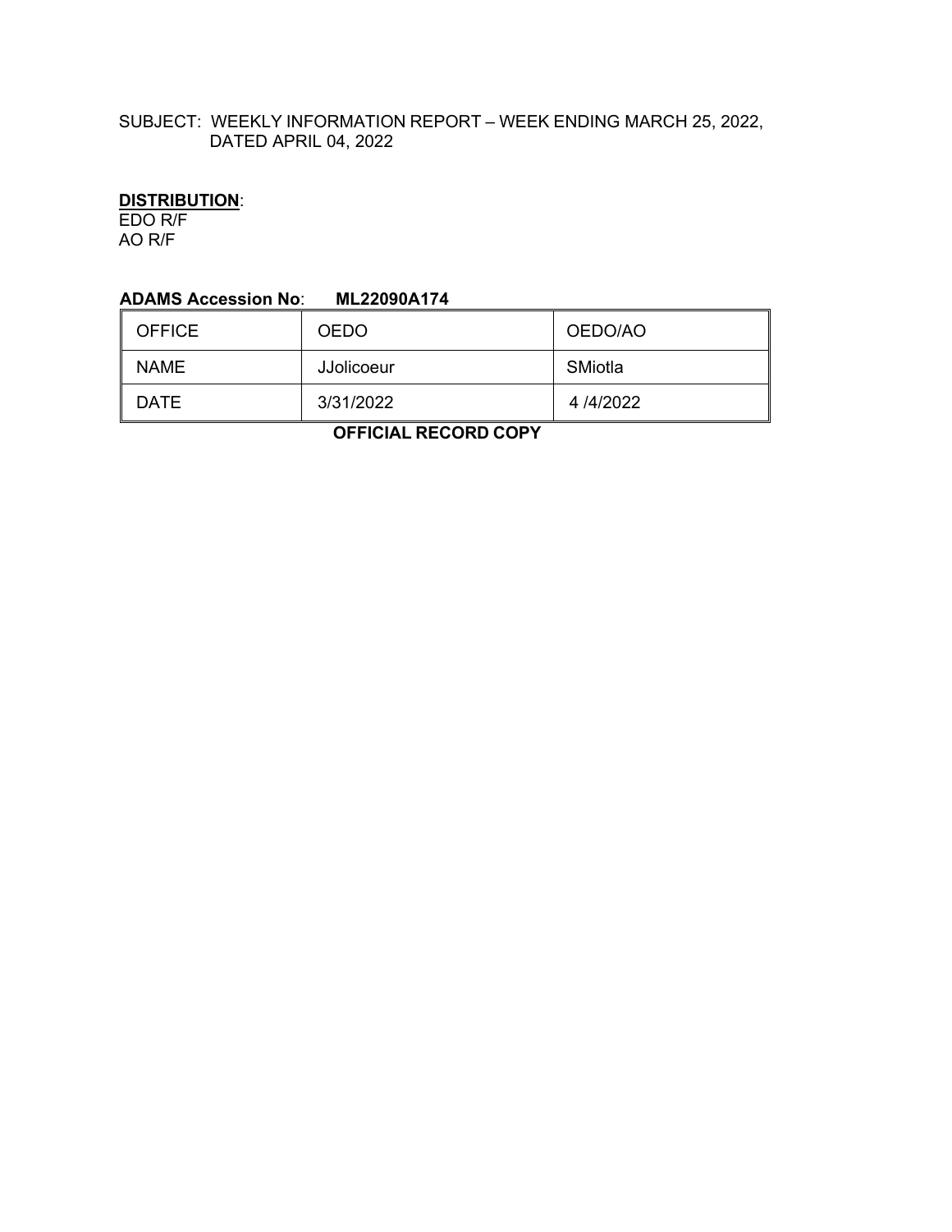SUBJECT: WEEKLY INFORMATION REPORT – WEEK ENDING MARCH 25, 2022, DATED APRIL 04, 2022

**DISTRIBUTION**:
EDO R/F
AO R/F

**ADAMS Accession No**: **ML22090A174**

| OFFICE | OEDO | OEDO/AO |
|---|---|---|
| NAME | JJolicoeur | SMiotla |
| DATE | 3/31/2022 | 4 /4/2022 |

**OFFICIAL RECORD COPY**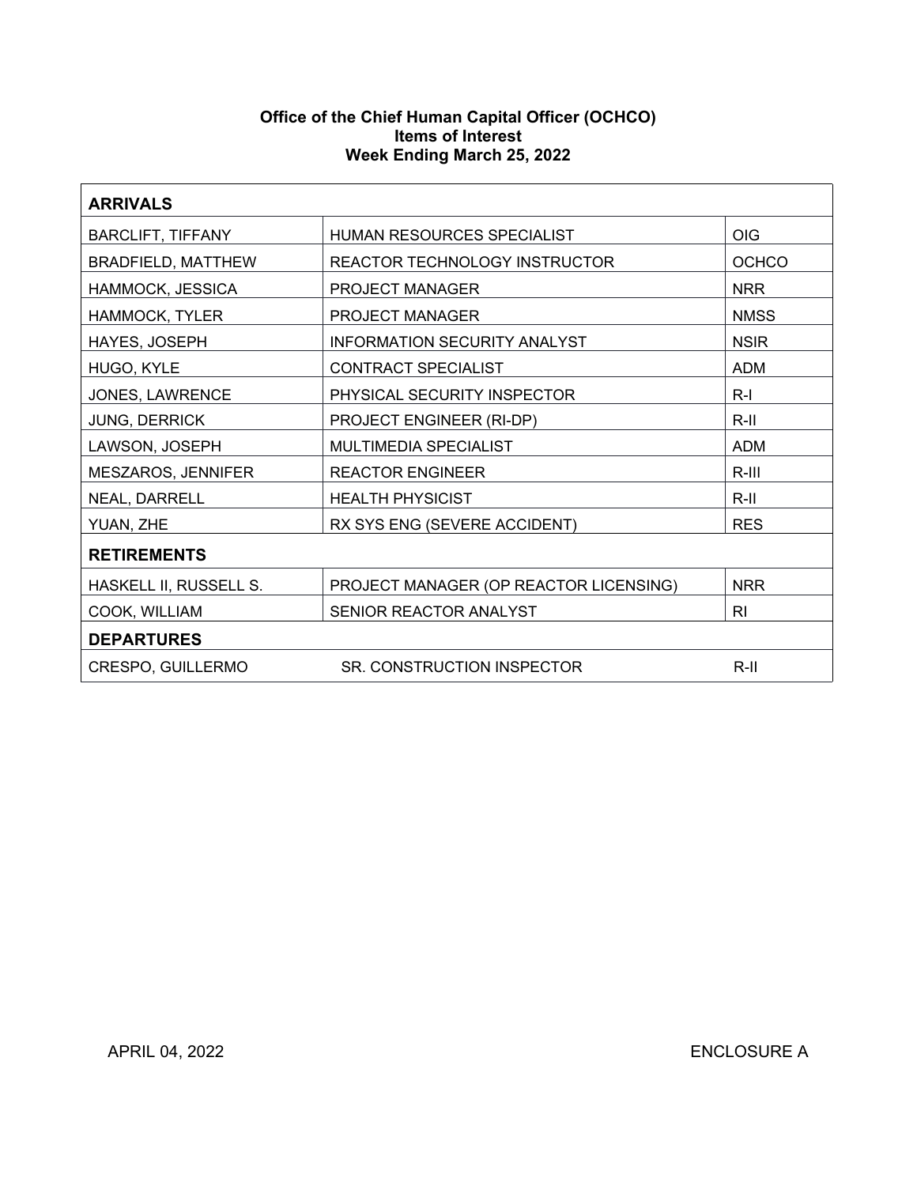**Office of the Chief Human Capital Officer (OCHCO)**
**Items of Interest**
**Week Ending March 25, 2022**

| **ARRIVALS** | | |
|---|---|---|
| BARCLIFT, TIFFANY | HUMAN RESOURCES SPECIALIST | OIG |
| BRADFIELD, MATTHEW | REACTOR TECHNOLOGY INSTRUCTOR | OCHCO |
| HAMMOCK, JESSICA | PROJECT MANAGER | NRR |
| HAMMOCK, TYLER | PROJECT MANAGER | NMSS |
| HAYES, JOSEPH | INFORMATION SECURITY ANALYST | NSIR |
| HUGO, KYLE | CONTRACT SPECIALIST | ADM |
| JONES, LAWRENCE | PHYSICAL SECURITY INSPECTOR | R-I |
| JUNG, DERRICK | PROJECT ENGINEER (RI-DP) | R-II |
| LAWSON, JOSEPH | MULTIMEDIA SPECIALIST | ADM |
| MESZAROS, JENNIFER | REACTOR ENGINEER | R-III |
| NEAL, DARRELL | HEALTH PHYSICIST | R-II |
| YUAN, ZHE | RX SYS ENG (SEVERE ACCIDENT) | RES |
| **RETIREMENTS** | | |
| HASKELL II, RUSSELL S. | PROJECT MANAGER (OP REACTOR LICENSING) | NRR |
| COOK, WILLIAM | SENIOR REACTOR ANALYST | RI |
| **DEPARTURES** | | |
| CRESPO, GUILLERMO | SR. CONSTRUCTION INSPECTOR | R-II |

APRIL 04, 2022 ENCLOSURE A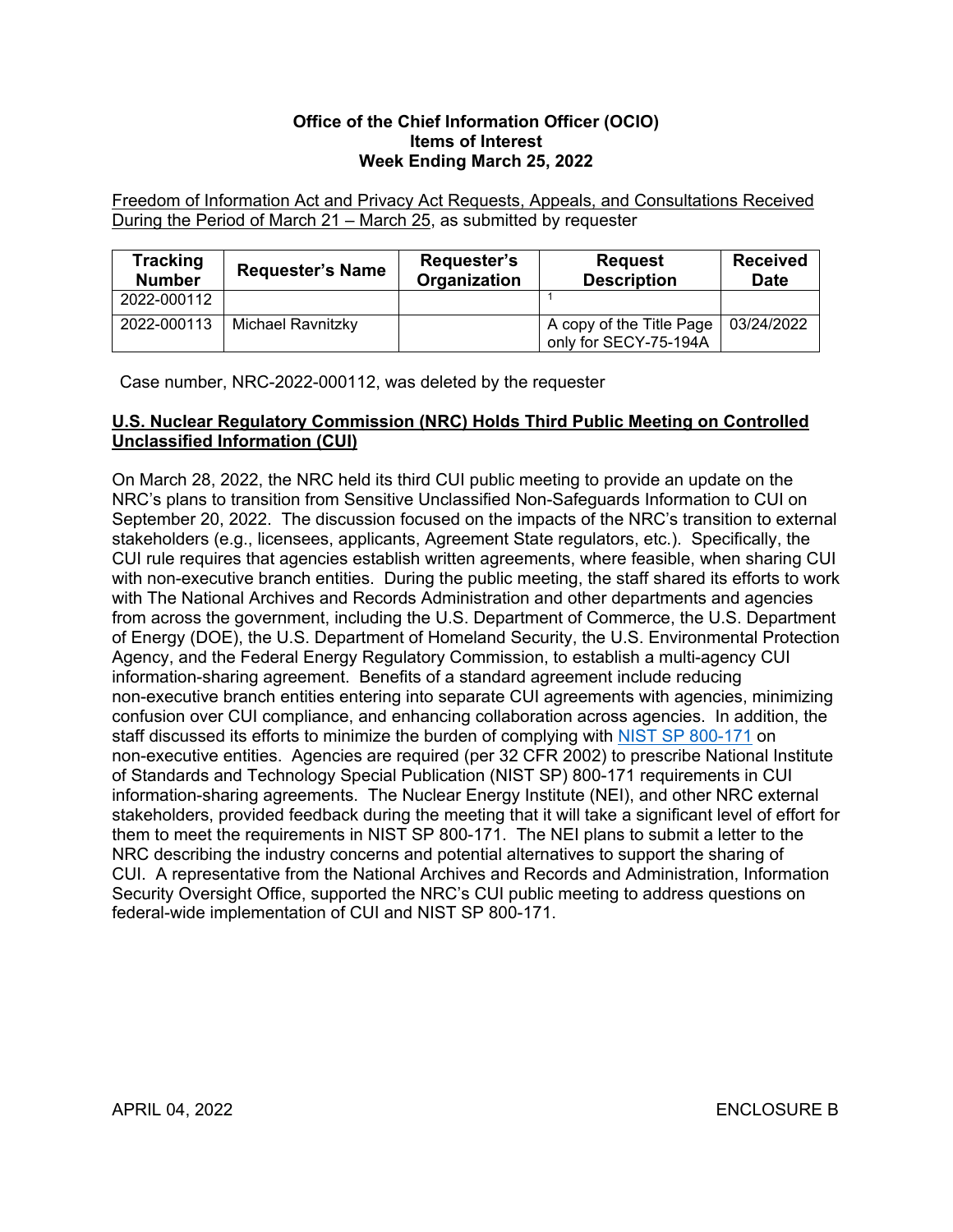**Office of the Chief Information Officer (OCIO)**
**Items of Interest**
**Week Ending March 25, 2022**

Freedom of Information Act and Privacy Act Requests, Appeals, and Consultations Received During the Period of March 21 – March 25, as submitted by requester

| Tracking Number | Requester's Name | Requester's Organization | Request Description | Received Date |
|---|---|---|---|---|
| 2022-000112 | | | [1] | |
| 2022-000113 | Michael Ravnitzky | | A copy of the Title Page only for SECY-75-194A | 03/24/2022 |

Case number, NRC-2022-000112, was deleted by the requester

**U.S. Nuclear Regulatory Commission (NRC) Holds Third Public Meeting on Controlled Unclassified Information (CUI)**

On March 28, 2022, the NRC held its third CUI public meeting to provide an update on the NRC's plans to transition from Sensitive Unclassified Non-Safeguards Information to CUI on September 20, 2022. The discussion focused on the impacts of the NRC's transition to external stakeholders (e.g., licensees, applicants, Agreement State regulators, etc.). Specifically, the CUI rule requires that agencies establish written agreements, where feasible, when sharing CUI with non-executive branch entities. During the public meeting, the staff shared its efforts to work with The National Archives and Records Administration and other departments and agencies from across the government, including the U.S. Department of Commerce, the U.S. Department of Energy (DOE), the U.S. Department of Homeland Security, the U.S. Environmental Protection Agency, and the Federal Energy Regulatory Commission, to establish a multi-agency CUI information-sharing agreement. Benefits of a standard agreement include reducing non-executive branch entities entering into separate CUI agreements with agencies, minimizing confusion over CUI compliance, and enhancing collaboration across agencies. In addition, the staff discussed its efforts to minimize the burden of complying with NIST SP 800-171 on non-executive entities. Agencies are required (per 32 CFR 2002) to prescribe National Institute of Standards and Technology Special Publication (NIST SP) 800-171 requirements in CUI information-sharing agreements. The Nuclear Energy Institute (NEI), and other NRC external stakeholders, provided feedback during the meeting that it will take a significant level of effort for them to meet the requirements in NIST SP 800-171. The NEI plans to submit a letter to the NRC describing the industry concerns and potential alternatives to support the sharing of CUI. A representative from the National Archives and Records and Administration, Information Security Oversight Office, supported the NRC's CUI public meeting to address questions on federal-wide implementation of CUI and NIST SP 800-171.

APRIL 04, 2022 ENCLOSURE B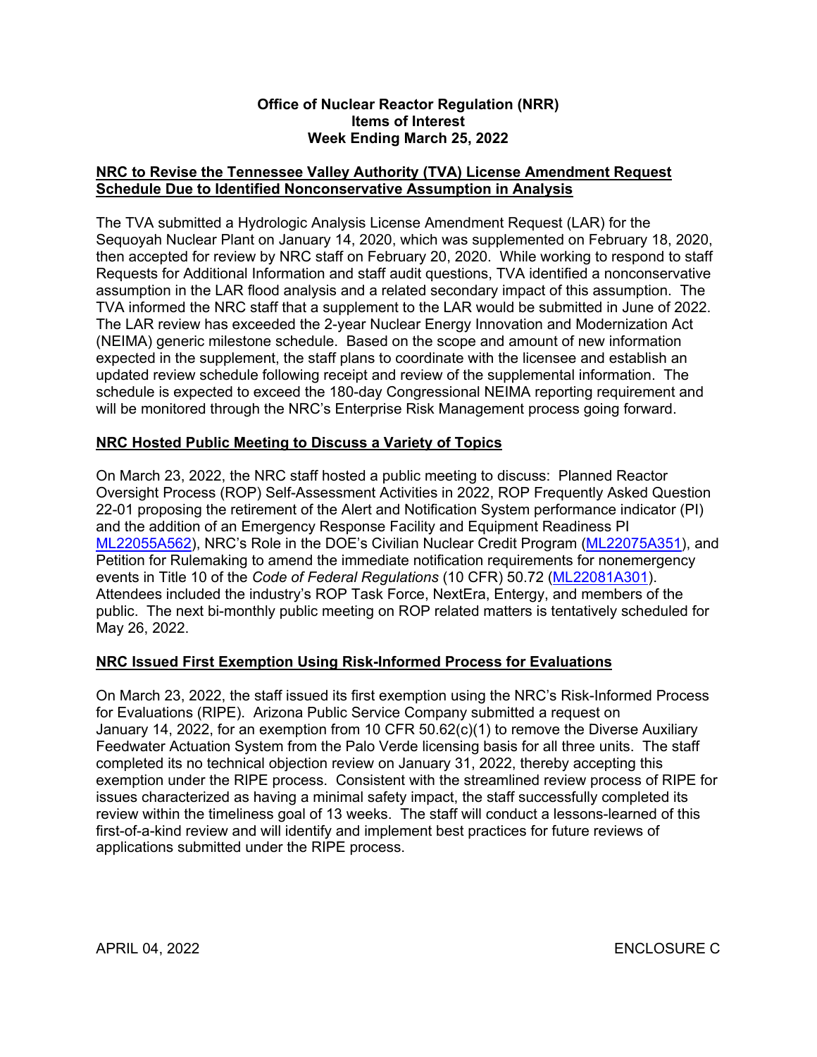**Office of Nuclear Reactor Regulation (NRR)**
**Items of Interest**
**Week Ending March 25, 2022**

## NRC to Revise the Tennessee Valley Authority (TVA) License Amendment Request Schedule Due to Identified Nonconservative Assumption in Analysis

The TVA submitted a Hydrologic Analysis License Amendment Request (LAR) for the Sequoyah Nuclear Plant on January 14, 2020, which was supplemented on February 18, 2020, then accepted for review by NRC staff on February 20, 2020. While working to respond to staff Requests for Additional Information and staff audit questions, TVA identified a nonconservative assumption in the LAR flood analysis and a related secondary impact of this assumption. The TVA informed the NRC staff that a supplement to the LAR would be submitted in June of 2022. The LAR review has exceeded the 2-year Nuclear Energy Innovation and Modernization Act (NEIMA) generic milestone schedule. Based on the scope and amount of new information expected in the supplement, the staff plans to coordinate with the licensee and establish an updated review schedule following receipt and review of the supplemental information. The schedule is expected to exceed the 180-day Congressional NEIMA reporting requirement and will be monitored through the NRC's Enterprise Risk Management process going forward.

## NRC Hosted Public Meeting to Discuss a Variety of Topics

On March 23, 2022, the NRC staff hosted a public meeting to discuss: Planned Reactor Oversight Process (ROP) Self-Assessment Activities in 2022, ROP Frequently Asked Question 22-01 proposing the retirement of the Alert and Notification System performance indicator (PI) and the addition of an Emergency Response Facility and Equipment Readiness PI ML22055A562), NRC's Role in the DOE's Civilian Nuclear Credit Program (ML22075A351), and Petition for Rulemaking to amend the immediate notification requirements for nonemergency events in Title 10 of the *Code of Federal Regulations* (10 CFR) 50.72 (ML22081A301). Attendees included the industry's ROP Task Force, NextEra, Entergy, and members of the public. The next bi-monthly public meeting on ROP related matters is tentatively scheduled for May 26, 2022.

## NRC Issued First Exemption Using Risk-Informed Process for Evaluations

On March 23, 2022, the staff issued its first exemption using the NRC's Risk-Informed Process for Evaluations (RIPE). Arizona Public Service Company submitted a request on January 14, 2022, for an exemption from 10 CFR 50.62(c)(1) to remove the Diverse Auxiliary Feedwater Actuation System from the Palo Verde licensing basis for all three units. The staff completed its no technical objection review on January 31, 2022, thereby accepting this exemption under the RIPE process. Consistent with the streamlined review process of RIPE for issues characterized as having a minimal safety impact, the staff successfully completed its review within the timeliness goal of 13 weeks. The staff will conduct a lessons-learned of this first-of-a-kind review and will identify and implement best practices for future reviews of applications submitted under the RIPE process.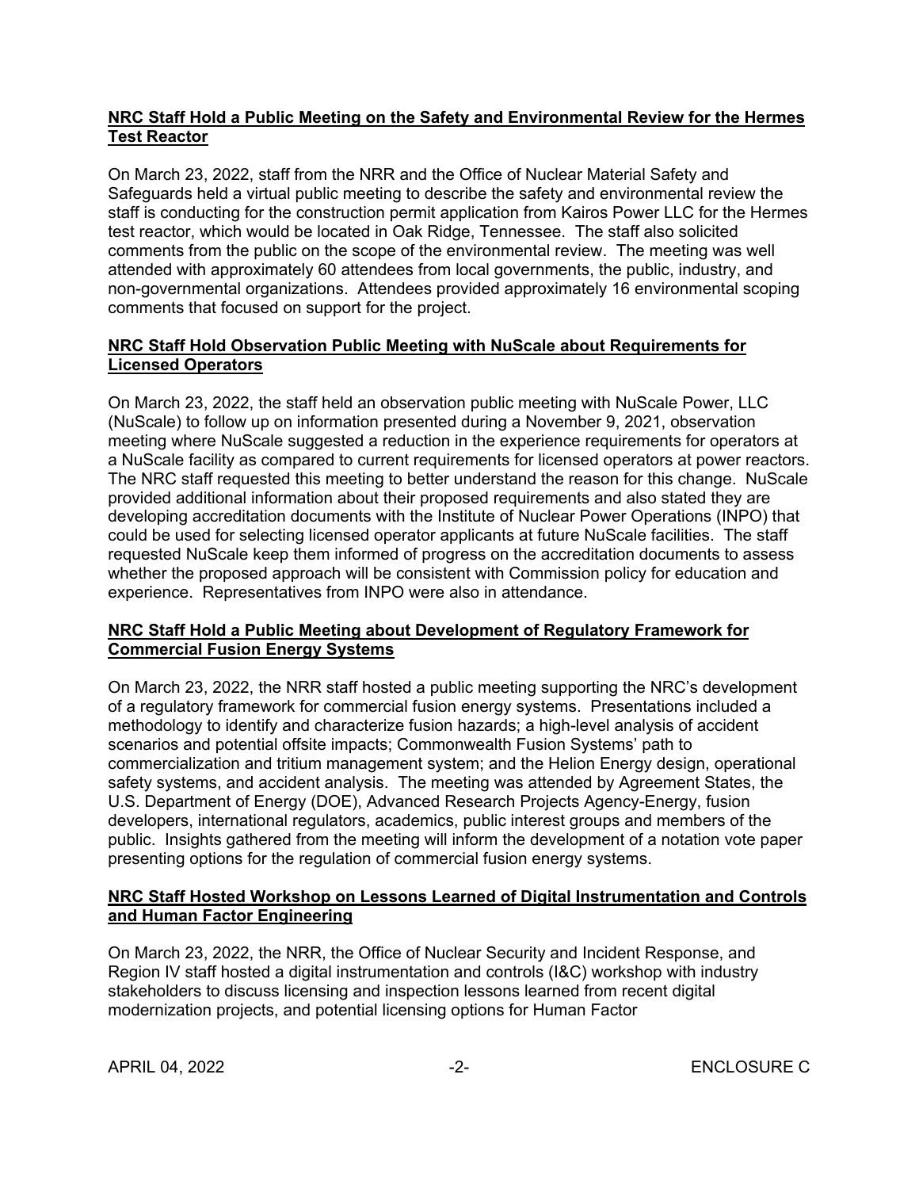**NRC Staff Hold a Public Meeting on the Safety and Environmental Review for the Hermes Test Reactor**

On March 23, 2022, staff from the NRR and the Office of Nuclear Material Safety and Safeguards held a virtual public meeting to describe the safety and environmental review the staff is conducting for the construction permit application from Kairos Power LLC for the Hermes test reactor, which would be located in Oak Ridge, Tennessee. The staff also solicited comments from the public on the scope of the environmental review. The meeting was well attended with approximately 60 attendees from local governments, the public, industry, and non-governmental organizations. Attendees provided approximately 16 environmental scoping comments that focused on support for the project.

**NRC Staff Hold Observation Public Meeting with NuScale about Requirements for Licensed Operators**

On March 23, 2022, the staff held an observation public meeting with NuScale Power, LLC (NuScale) to follow up on information presented during a November 9, 2021, observation meeting where NuScale suggested a reduction in the experience requirements for operators at a NuScale facility as compared to current requirements for licensed operators at power reactors. The NRC staff requested this meeting to better understand the reason for this change. NuScale provided additional information about their proposed requirements and also stated they are developing accreditation documents with the Institute of Nuclear Power Operations (INPO) that could be used for selecting licensed operator applicants at future NuScale facilities. The staff requested NuScale keep them informed of progress on the accreditation documents to assess whether the proposed approach will be consistent with Commission policy for education and experience. Representatives from INPO were also in attendance.

**NRC Staff Hold a Public Meeting about Development of Regulatory Framework for Commercial Fusion Energy Systems**

On March 23, 2022, the NRR staff hosted a public meeting supporting the NRC's development of a regulatory framework for commercial fusion energy systems. Presentations included a methodology to identify and characterize fusion hazards; a high-level analysis of accident scenarios and potential offsite impacts; Commonwealth Fusion Systems' path to commercialization and tritium management system; and the Helion Energy design, operational safety systems, and accident analysis. The meeting was attended by Agreement States, the U.S. Department of Energy (DOE), Advanced Research Projects Agency-Energy, fusion developers, international regulators, academics, public interest groups and members of the public. Insights gathered from the meeting will inform the development of a notation vote paper presenting options for the regulation of commercial fusion energy systems.

**NRC Staff Hosted Workshop on Lessons Learned of Digital Instrumentation and Controls and Human Factor Engineering**

On March 23, 2022, the NRR, the Office of Nuclear Security and Incident Response, and Region IV staff hosted a digital instrumentation and controls (I&C) workshop with industry stakeholders to discuss licensing and inspection lessons learned from recent digital modernization projects, and potential licensing options for Human Factor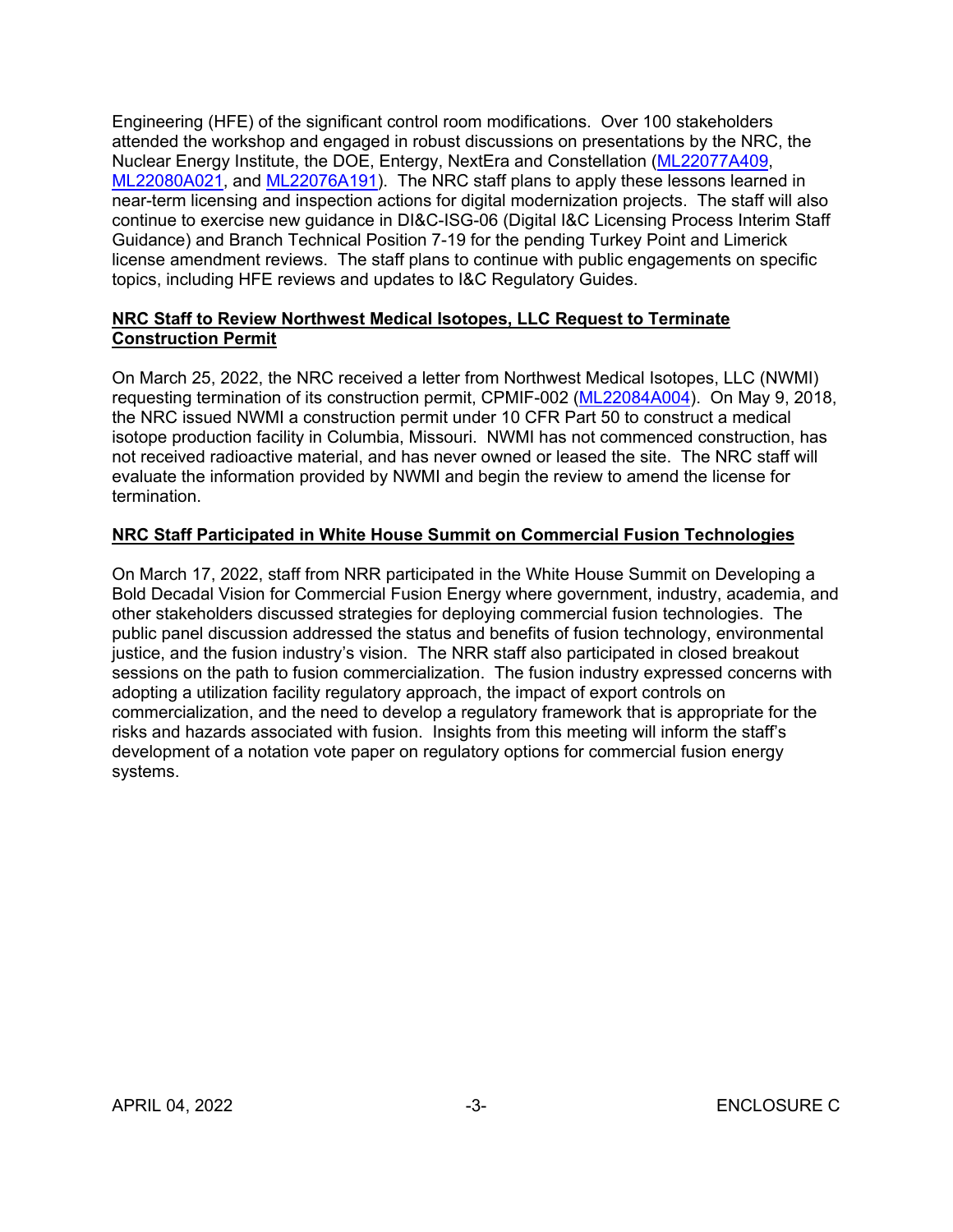Engineering (HFE) of the significant control room modifications. Over 100 stakeholders attended the workshop and engaged in robust discussions on presentations by the NRC, the Nuclear Energy Institute, the DOE, Entergy, NextEra and Constellation (ML22077A409, ML22080A021, and ML22076A191). The NRC staff plans to apply these lessons learned in near-term licensing and inspection actions for digital modernization projects. The staff will also continue to exercise new guidance in DI&C-ISG-06 (Digital I&C Licensing Process Interim Staff Guidance) and Branch Technical Position 7-19 for the pending Turkey Point and Limerick license amendment reviews. The staff plans to continue with public engagements on specific topics, including HFE reviews and updates to I&C Regulatory Guides.

**NRC Staff to Review Northwest Medical Isotopes, LLC Request to Terminate Construction Permit**

On March 25, 2022, the NRC received a letter from Northwest Medical Isotopes, LLC (NWMI) requesting termination of its construction permit, CPMIF-002 (ML22084A004). On May 9, 2018, the NRC issued NWMI a construction permit under 10 CFR Part 50 to construct a medical isotope production facility in Columbia, Missouri. NWMI has not commenced construction, has not received radioactive material, and has never owned or leased the site. The NRC staff will evaluate the information provided by NWMI and begin the review to amend the license for termination.

**NRC Staff Participated in White House Summit on Commercial Fusion Technologies**

On March 17, 2022, staff from NRR participated in the White House Summit on Developing a Bold Decadal Vision for Commercial Fusion Energy where government, industry, academia, and other stakeholders discussed strategies for deploying commercial fusion technologies. The public panel discussion addressed the status and benefits of fusion technology, environmental justice, and the fusion industry's vision. The NRR staff also participated in closed breakout sessions on the path to fusion commercialization. The fusion industry expressed concerns with adopting a utilization facility regulatory approach, the impact of export controls on commercialization, and the need to develop a regulatory framework that is appropriate for the risks and hazards associated with fusion. Insights from this meeting will inform the staff's development of a notation vote paper on regulatory options for commercial fusion energy systems.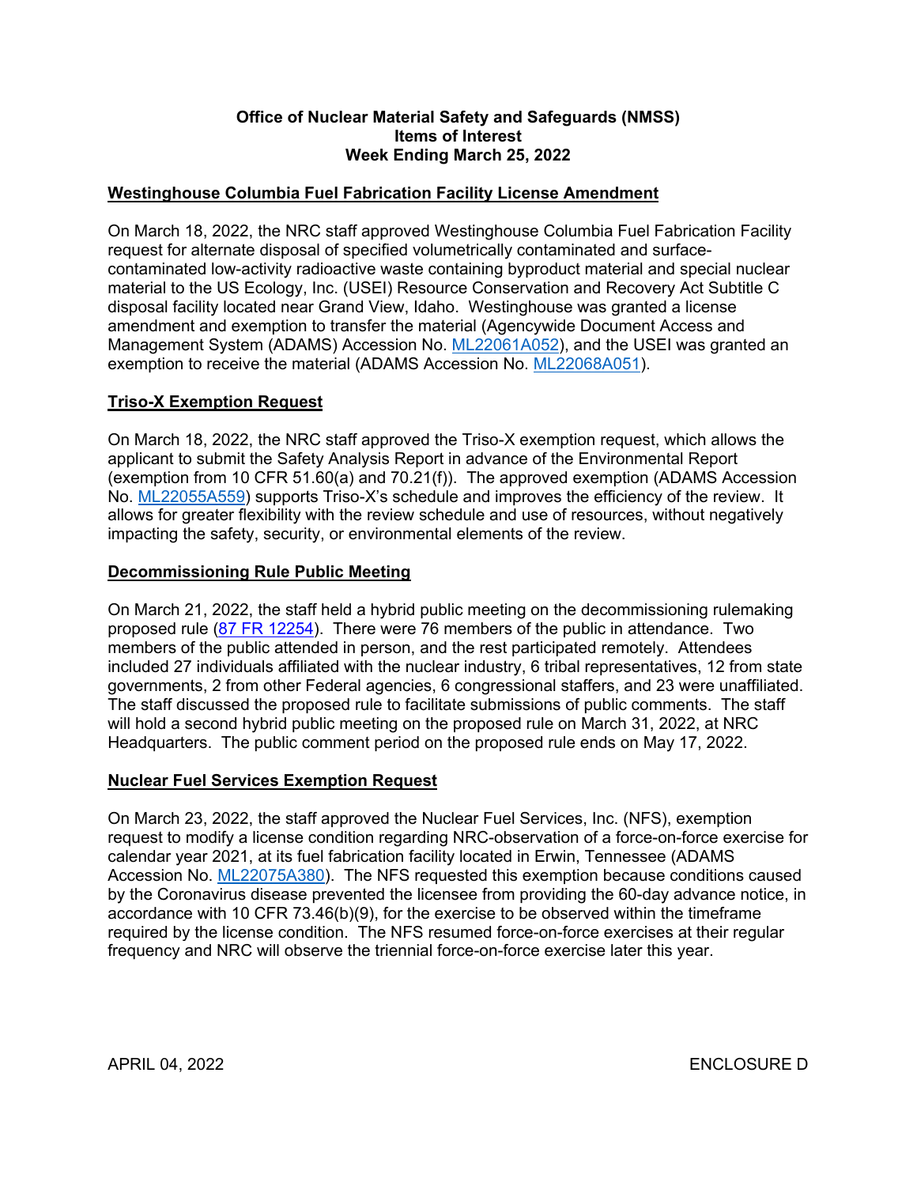**Office of Nuclear Material Safety and Safeguards (NMSS)**
**Items of Interest**
**Week Ending March 25, 2022**

## Westinghouse Columbia Fuel Fabrication Facility License Amendment

On March 18, 2022, the NRC staff approved Westinghouse Columbia Fuel Fabrication Facility request for alternate disposal of specified volumetrically contaminated and surface-contaminated low-activity radioactive waste containing byproduct material and special nuclear material to the US Ecology, Inc. (USEI) Resource Conservation and Recovery Act Subtitle C disposal facility located near Grand View, Idaho. Westinghouse was granted a license amendment and exemption to transfer the material (Agencywide Document Access and Management System (ADAMS) Accession No. ML22061A052), and the USEI was granted an exemption to receive the material (ADAMS Accession No. ML22068A051).

## Triso-X Exemption Request

On March 18, 2022, the NRC staff approved the Triso-X exemption request, which allows the applicant to submit the Safety Analysis Report in advance of the Environmental Report (exemption from 10 CFR 51.60(a) and 70.21(f)). The approved exemption (ADAMS Accession No. ML22055A559) supports Triso-X's schedule and improves the efficiency of the review. It allows for greater flexibility with the review schedule and use of resources, without negatively impacting the safety, security, or environmental elements of the review.

## Decommissioning Rule Public Meeting

On March 21, 2022, the staff held a hybrid public meeting on the decommissioning rulemaking proposed rule (87 FR 12254). There were 76 members of the public in attendance. Two members of the public attended in person, and the rest participated remotely. Attendees included 27 individuals affiliated with the nuclear industry, 6 tribal representatives, 12 from state governments, 2 from other Federal agencies, 6 congressional staffers, and 23 were unaffiliated. The staff discussed the proposed rule to facilitate submissions of public comments. The staff will hold a second hybrid public meeting on the proposed rule on March 31, 2022, at NRC Headquarters. The public comment period on the proposed rule ends on May 17, 2022.

## Nuclear Fuel Services Exemption Request

On March 23, 2022, the staff approved the Nuclear Fuel Services, Inc. (NFS), exemption request to modify a license condition regarding NRC-observation of a force-on-force exercise for calendar year 2021, at its fuel fabrication facility located in Erwin, Tennessee (ADAMS Accession No. ML22075A380). The NFS requested this exemption because conditions caused by the Coronavirus disease prevented the licensee from providing the 60-day advance notice, in accordance with 10 CFR 73.46(b)(9), for the exercise to be observed within the timeframe required by the license condition. The NFS resumed force-on-force exercises at their regular frequency and NRC will observe the triennial force-on-force exercise later this year.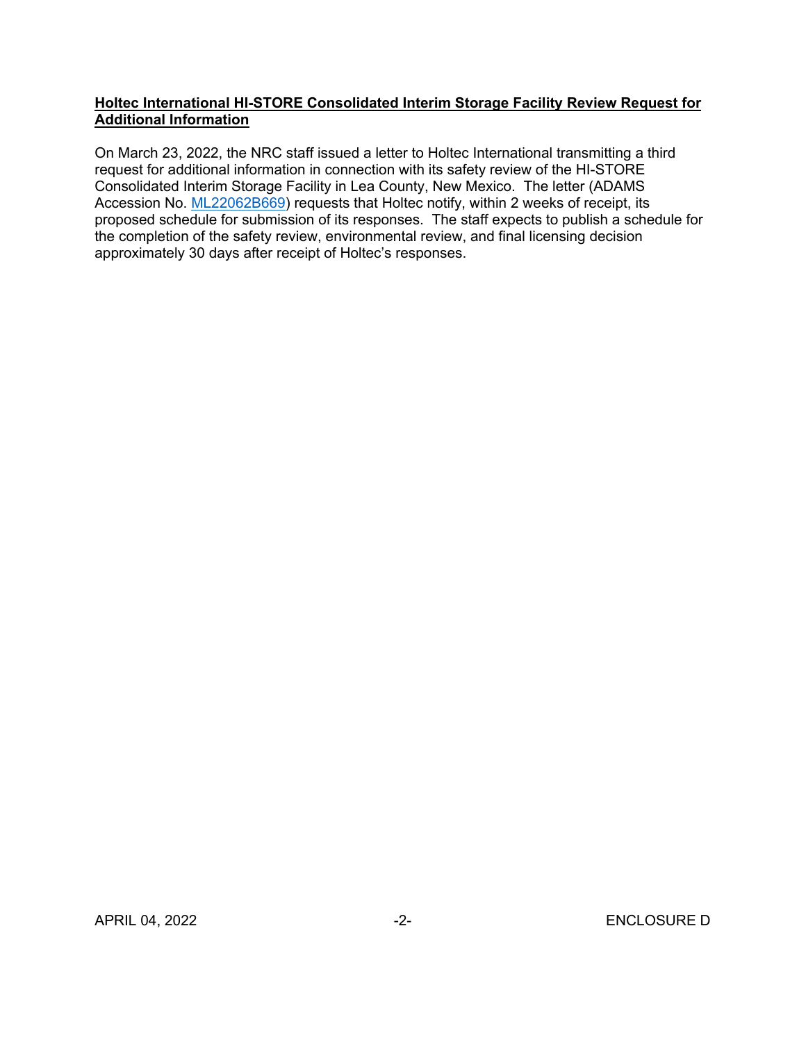**Holtec International HI-STORE Consolidated Interim Storage Facility Review Request for Additional Information**

On March 23, 2022, the NRC staff issued a letter to Holtec International transmitting a third request for additional information in connection with its safety review of the HI-STORE Consolidated Interim Storage Facility in Lea County, New Mexico. The letter (ADAMS Accession No. ML22062B669) requests that Holtec notify, within 2 weeks of receipt, its proposed schedule for submission of its responses. The staff expects to publish a schedule for the completion of the safety review, environmental review, and final licensing decision approximately 30 days after receipt of Holtec's responses.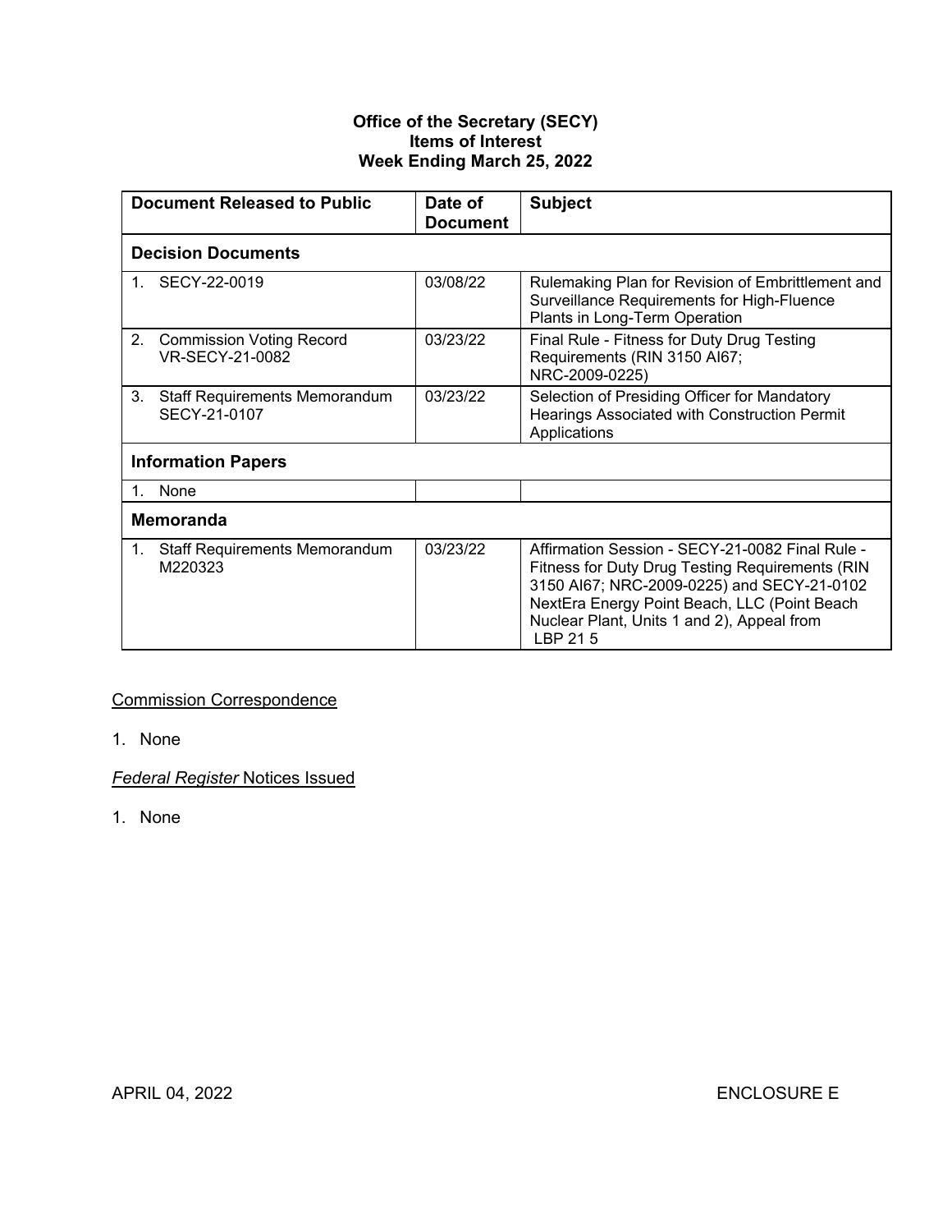**Office of the Secretary (SECY)**
**Items of Interest**
**Week Ending March 25, 2022**

| Document Released to Public | Date of Document | Subject |
|---|---|---|
| **Decision Documents** | | |
| 1. SECY-22-0019 | 03/08/22 | Rulemaking Plan for Revision of Embrittlement and Surveillance Requirements for High-Fluence Plants in Long-Term Operation |
| 2. Commission Voting Record VR-SECY-21-0082 | 03/23/22 | Final Rule - Fitness for Duty Drug Testing Requirements (RIN 3150 AI67; NRC-2009-0225) |
| 3. Staff Requirements Memorandum SECY-21-0107 | 03/23/22 | Selection of Presiding Officer for Mandatory Hearings Associated with Construction Permit Applications |
| **Information Papers** | | |
| 1. None | | |
| **Memoranda** | | |
| 1. Staff Requirements Memorandum M220323 | 03/23/22 | Affirmation Session - SECY-21-0082 Final Rule - Fitness for Duty Drug Testing Requirements (RIN 3150 AI67; NRC-2009-0225) and SECY-21-0102 NextEra Energy Point Beach, LLC (Point Beach Nuclear Plant, Units 1 and 2), Appeal from LBP 21 5 |

Commission Correspondence

1. None

*Federal Register* Notices Issued

1. None

APRIL 04, 2022 ENCLOSURE E